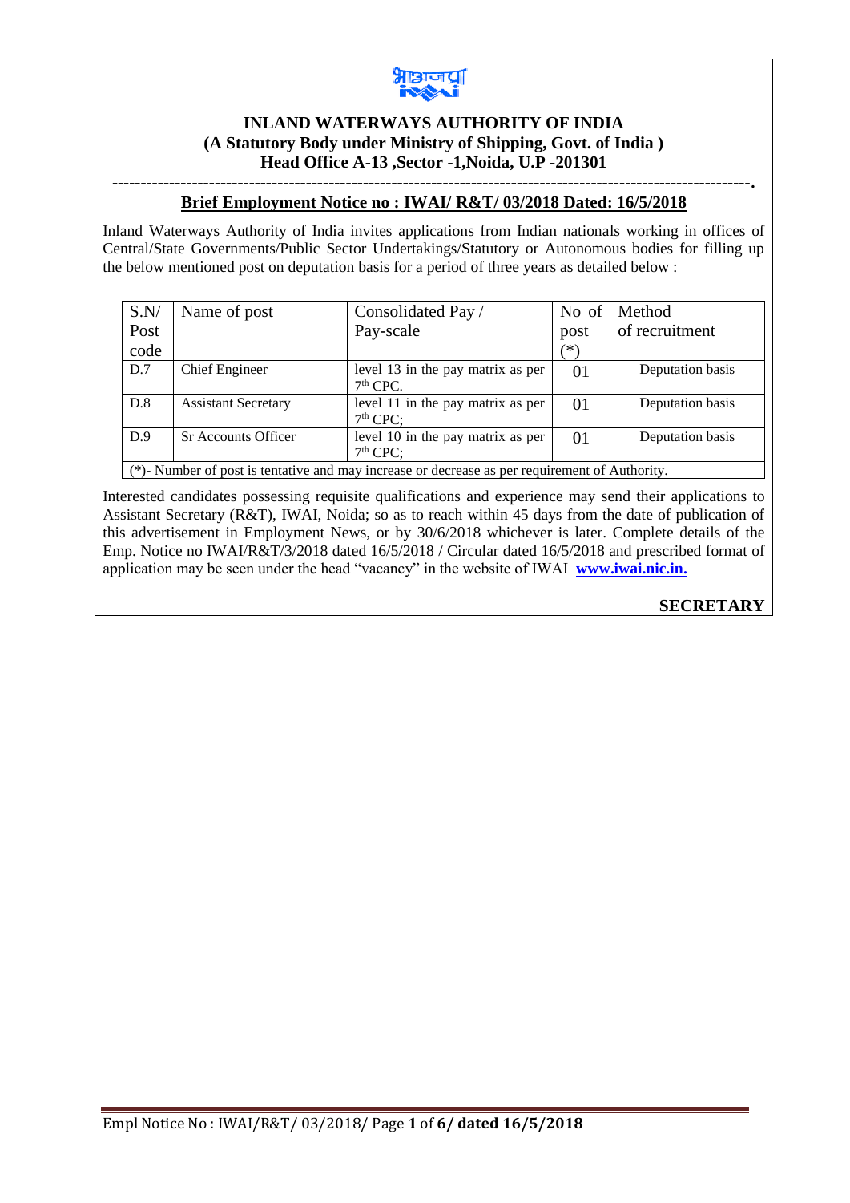# INLAND WATERWAYS AUTHORITY OF INDIA

**(A Statutory Body under Ministry of Shipping, Govt. of India )**

**Head Office A-13 ,Sector -1,Noida, U.P -201301**

## Brief Employment Notice no : IWAI/ R&T/ 03/2018 Dated: 16/5/2018

Inland Waterways Authority of India invites applications from Indian nationals working in offices of Central/State Governments/Public Sector Undertakings/Statutory or Autonomous bodies for filling up the below mentioned post on deputation basis for a period of three years as detailed below :

| S.N/ Post code | Name of post | Consolidated Pay / Pay-scale | No of post (*) | Method of recruitment |
|---|---|---|---|---|
| D.7 | Chief Engineer | level 13 in the pay matrix as per 7th CPC. | 01 | Deputation basis |
| D.8 | Assistant Secretary | level 11 in the pay matrix as per 7th CPC; | 01 | Deputation basis |
| D.9 | Sr Accounts Officer | level 10 in the pay matrix as per 7th CPC; | 01 | Deputation basis |

(*)- Number of post is tentative and may increase or decrease as per requirement of Authority.

Interested candidates possessing requisite qualifications and experience may send their applications to Assistant Secretary (R&T), IWAI, Noida; so as to reach within 45 days from the date of publication of this advertisement in Employment News, or by 30/6/2018 whichever is later. Complete details of the Emp. Notice no IWAI/R&T/3/2018 dated 16/5/2018 / Circular dated 16/5/2018 and prescribed format of application may be seen under the head "vacancy" in the website of IWAI **www.iwai.nic.in.**

**SECRETARY**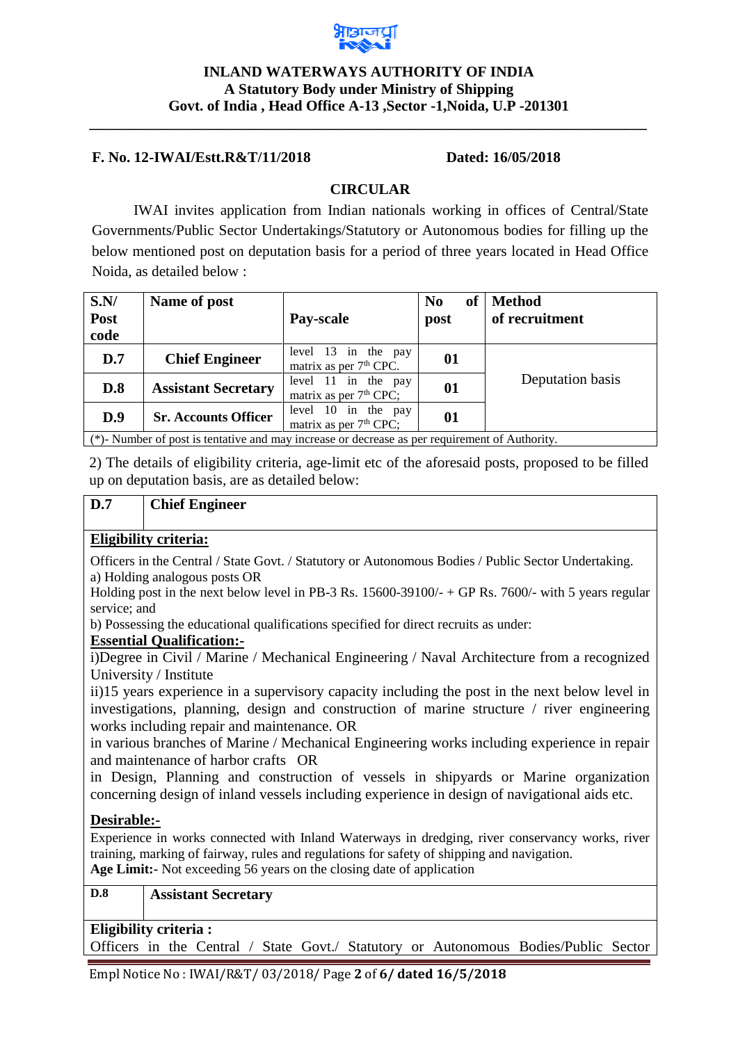**INLAND WATERWAYS AUTHORITY OF INDIA**
**A Statutory Body under Ministry of Shipping**
**Govt. of India , Head Office A-13 ,Sector -1,Noida, U.P -201301**

---

**F. No. 12-IWAI/Estt.R&T/11/2018** **Dated: 16/05/2018**

## CIRCULAR

IWAI invites application from Indian nationals working in offices of Central/State Governments/Public Sector Undertakings/Statutory or Autonomous bodies for filling up the below mentioned post on deputation basis for a period of three years located in Head Office Noida, as detailed below :

| S.N/ Post code | Name of post | Pay-scale | No of post | Method of recruitment |
|---|---|---|---|---|
| D.7 | Chief Engineer | level 13 in the pay matrix as per 7th CPC. | 01 | Deputation basis |
| D.8 | Assistant Secretary | level 11 in the pay matrix as per 7th CPC; | 01 | |
| D.9 | Sr. Accounts Officer | level 10 in the pay matrix as per 7th CPC; | 01 | |
| (*)- Number of post is tentative and may increase or decrease as per requirement of Authority. | | | | |

2) The details of eligibility criteria, age-limit etc of the aforesaid posts, proposed to be filled up on deputation basis, are as detailed below:

| D.7 | Chief Engineer |
|---|---|

**Eligibility criteria:**

Officers in the Central / State Govt. / Statutory or Autonomous Bodies / Public Sector Undertaking.
a) Holding analogous posts OR
Holding post in the next below level in PB-3 Rs. 15600-39100/- + GP Rs. 7600/- with 5 years regular service; and
b) Possessing the educational qualifications specified for direct recruits as under:

**Essential Qualification:-**

i)Degree in Civil / Marine / Mechanical Engineering / Naval Architecture from a recognized University / Institute
ii)15 years experience in a supervisory capacity including the post in the next below level in investigations, planning, design and construction of marine structure / river engineering works including repair and maintenance. OR
in various branches of Marine / Mechanical Engineering works including experience in repair and maintenance of harbor crafts OR
in Design, Planning and construction of vessels in shipyards or Marine organization concerning design of inland vessels including experience in design of navigational aids etc.

**Desirable:-**

Experience in works connected with Inland Waterways in dredging, river conservancy works, river training, marking of fairway, rules and regulations for safety of shipping and navigation.
**Age Limit:-** Not exceeding 56 years on the closing date of application

| D.8 | Assistant Secretary |
|---|---|

**Eligibility criteria :**

Officers in the Central / State Govt./ Statutory or Autonomous Bodies/Public Sector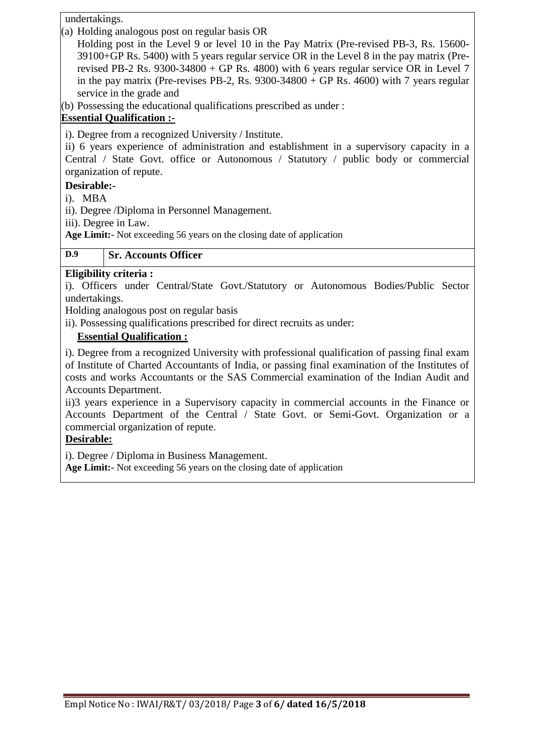undertakings.

(a) Holding analogous post on regular basis OR
Holding post in the Level 9 or level 10 in the Pay Matrix (Pre-revised PB-3, Rs. 15600-39100+GP Rs. 5400) with 5 years regular service OR in the Level 8 in the pay matrix (Pre-revised PB-2 Rs. 9300-34800 + GP Rs. 4800) with 6 years regular service OR in Level 7 in the pay matrix (Pre-revises PB-2, Rs. 9300-34800 + GP Rs. 4600) with 7 years regular service in the grade and

(b) Possessing the educational qualifications prescribed as under :

**Essential Qualification :-**

i). Degree from a recognized University / Institute.

ii) 6 years experience of administration and establishment in a supervisory capacity in a Central / State Govt. office or Autonomous / Statutory / public body or commercial organization of repute.

**Desirable:-**

i). MBA

ii). Degree /Diploma in Personnel Management.

iii). Degree in Law.

**Age Limit:-** Not exceeding 56 years on the closing date of application

| **D.9** | **Sr. Accounts Officer** |
|---|---|

**Eligibility criteria :**

i). Officers under Central/State Govt./Statutory or Autonomous Bodies/Public Sector undertakings.

Holding analogous post on regular basis

ii). Possessing qualifications prescribed for direct recruits as under:

**Essential Qualification :**

i). Degree from a recognized University with professional qualification of passing final exam of Institute of Charted Accountants of India, or passing final examination of the Institutes of costs and works Accountants or the SAS Commercial examination of the Indian Audit and Accounts Department.

ii)3 years experience in a Supervisory capacity in commercial accounts in the Finance or Accounts Department of the Central / State Govt. or Semi-Govt. Organization or a commercial organization of repute.

**Desirable:**

i). Degree / Diploma in Business Management.

**Age Limit:-** Not exceeding 56 years on the closing date of application

Empl Notice No : IWAI/R&T/ 03/2018/ Page **3** of **6/ dated 16/5/2018**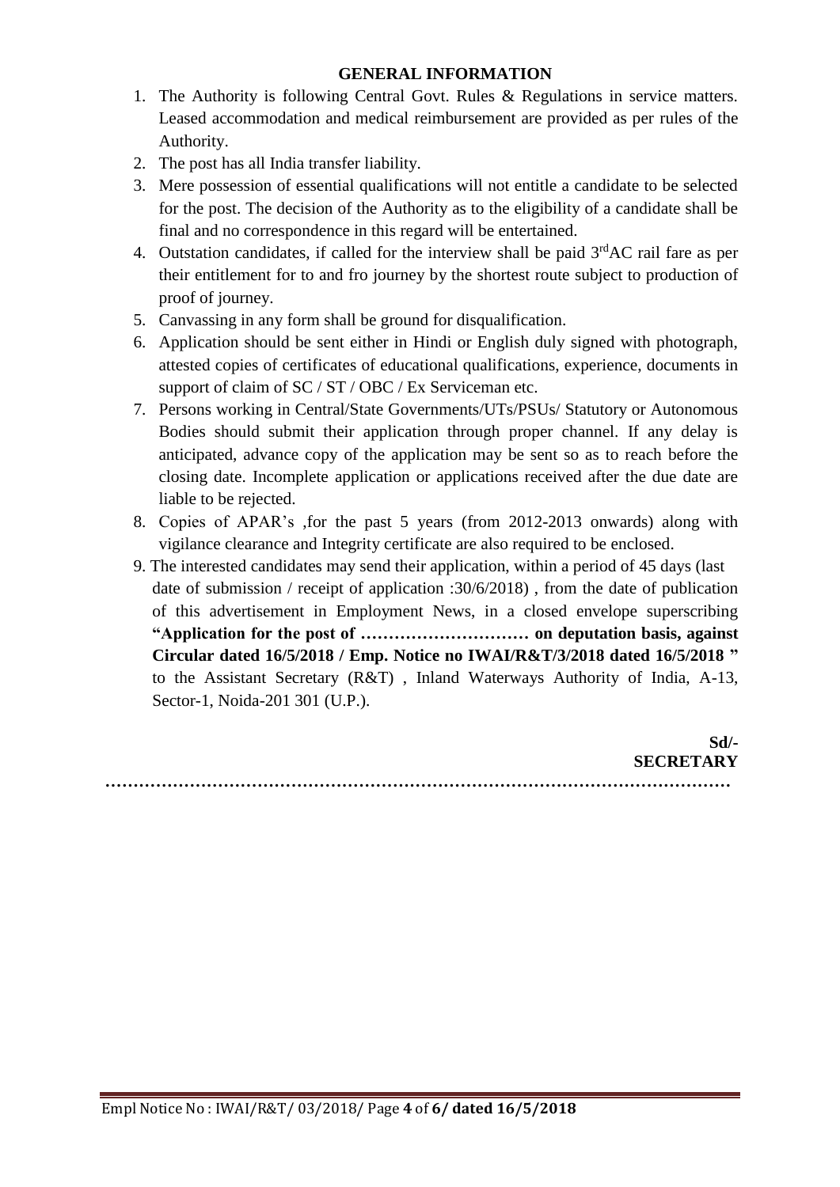## GENERAL INFORMATION

1. The Authority is following Central Govt. Rules & Regulations in service matters. Leased accommodation and medical reimbursement are provided as per rules of the Authority.
2. The post has all India transfer liability.
3. Mere possession of essential qualifications will not entitle a candidate to be selected for the post. The decision of the Authority as to the eligibility of a candidate shall be final and no correspondence in this regard will be entertained.
4. Outstation candidates, if called for the interview shall be paid 3rdAC rail fare as per their entitlement for to and fro journey by the shortest route subject to production of proof of journey.
5. Canvassing in any form shall be ground for disqualification.
6. Application should be sent either in Hindi or English duly signed with photograph, attested copies of certificates of educational qualifications, experience, documents in support of claim of SC / ST / OBC / Ex Serviceman etc.
7. Persons working in Central/State Governments/UTs/PSUs/ Statutory or Autonomous Bodies should submit their application through proper channel. If any delay is anticipated, advance copy of the application may be sent so as to reach before the closing date. Incomplete application or applications received after the due date are liable to be rejected.
8. Copies of APAR's ,for the past 5 years (from 2012-2013 onwards) along with vigilance clearance and Integrity certificate are also required to be enclosed.
9. The interested candidates may send their application, within a period of 45 days (last date of submission / receipt of application :30/6/2018) , from the date of publication of this advertisement in Employment News, in a closed envelope superscribing **"Application for the post of ………………………… on deputation basis, against Circular dated 16/5/2018 / Emp. Notice no IWAI/R&T/3/2018 dated 16/5/2018 "** to the Assistant Secretary (R&T) , Inland Waterways Authority of India, A-13, Sector-1, Noida-201 301 (U.P.).

**Sd/-**
**SECRETARY**

…………………………………………………………………………………………………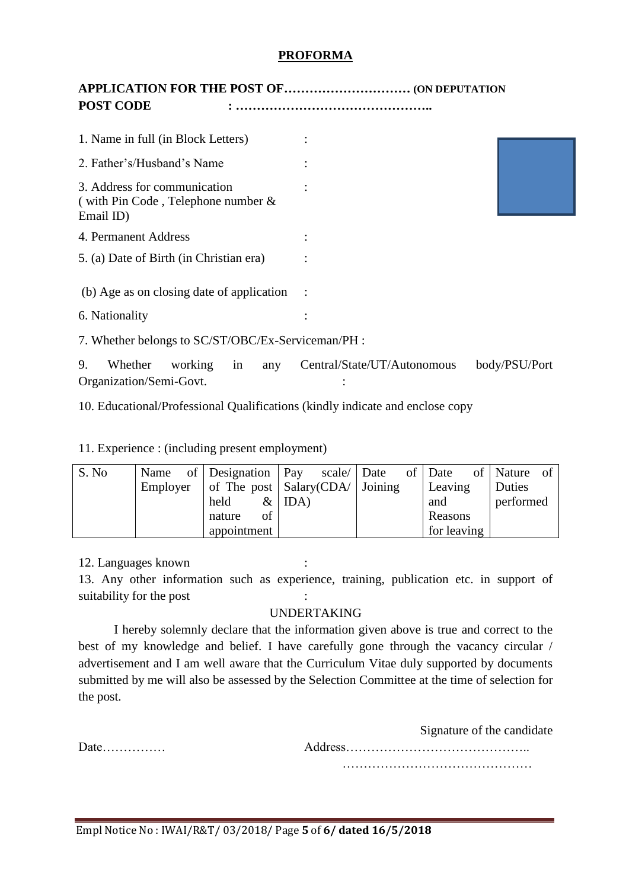# PROFORMA

**APPLICATION FOR THE POST OF………………………… (ON DEPUTATION**

**POST CODE : ………………………………………..**

1. Name in full (in Block Letters) :

2. Father's/Husband's Name :

3. Address for communication ( with Pin Code , Telephone number & Email ID) :

4. Permanent Address :

5. (a) Date of Birth (in Christian era) :

 (b) Age as on closing date of application :

6. Nationality :

7. Whether belongs to SC/ST/OBC/Ex-Serviceman/PH :

9. Whether working in any Central/State/UT/Autonomous body/PSU/Port Organization/Semi-Govt. :

10. Educational/Professional Qualifications (kindly indicate and enclose copy

11. Experience : (including present employment)

| S. No | Name of Employer | Designation of The post held & nature of appointment | Pay scale/ Salary(CDA/ IDA) | Date of Joining | Date of Leaving and Reasons for leaving | Nature of Duties performed |
|---|---|---|---|---|---|---|

12. Languages known :

13. Any other information such as experience, training, publication etc. in support of suitability for the post :

UNDERTAKING

I hereby solemnly declare that the information given above is true and correct to the best of my knowledge and belief. I have carefully gone through the vacancy circular / advertisement and I am well aware that the Curriculum Vitae duly supported by documents submitted by me will also be assessed by the Selection Committee at the time of selection for the post.

Signature of the candidate

Date…………… Address……………………………………..

………………………………………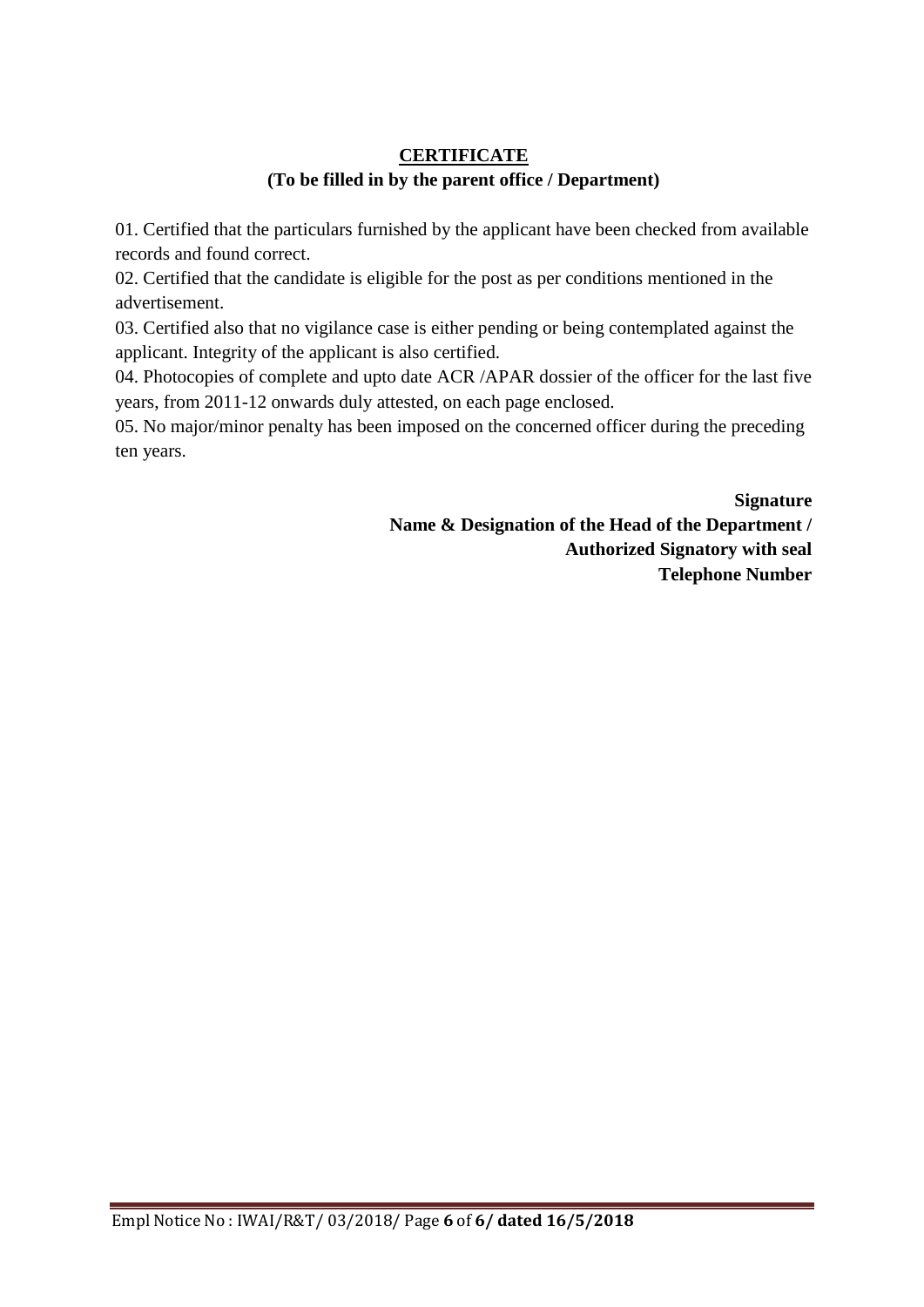## CERTIFICATE

**(To be filled in by the parent office / Department)**

01. Certified that the particulars furnished by the applicant have been checked from available records and found correct.

02. Certified that the candidate is eligible for the post as per conditions mentioned in the advertisement.

03. Certified also that no vigilance case is either pending or being contemplated against the applicant. Integrity of the applicant is also certified.

04. Photocopies of complete and upto date ACR /APAR dossier of the officer for the last five years, from 2011-12 onwards duly attested, on each page enclosed.

05. No major/minor penalty has been imposed on the concerned officer during the preceding ten years.

**Signature**
**Name & Designation of the Head of the Department /**
**Authorized Signatory with seal**
**Telephone Number**